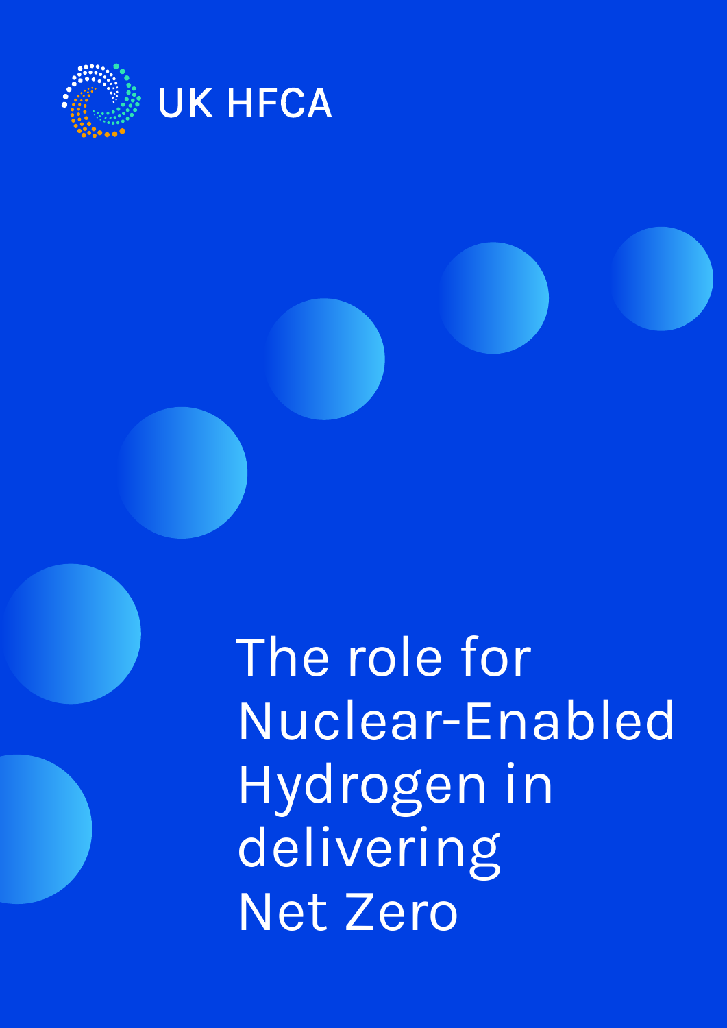UK HFCA

# The role for Nuclear-Enabled Hydrogen in delivering Net Zero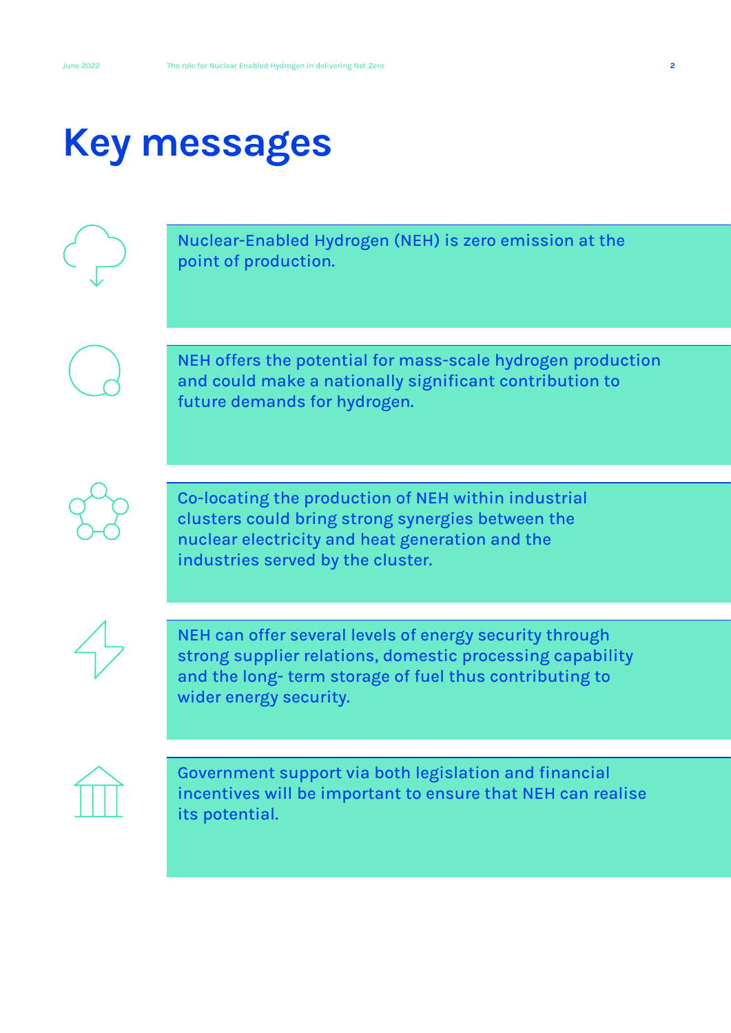# Key messages

Nuclear-Enabled Hydrogen (NEH) is zero emission at the point of production.

NEH offers the potential for mass-scale hydrogen production and could make a nationally significant contribution to future demands for hydrogen.

Co-locating the production of NEH within industrial clusters could bring strong synergies between the nuclear electricity and heat generation and the industries served by the cluster.

NEH can offer several levels of energy security through strong supplier relations, domestic processing capability and the long- term storage of fuel thus contributing to wider energy security.

Government support via both legislation and financial incentives will be important to ensure that NEH can realise its potential.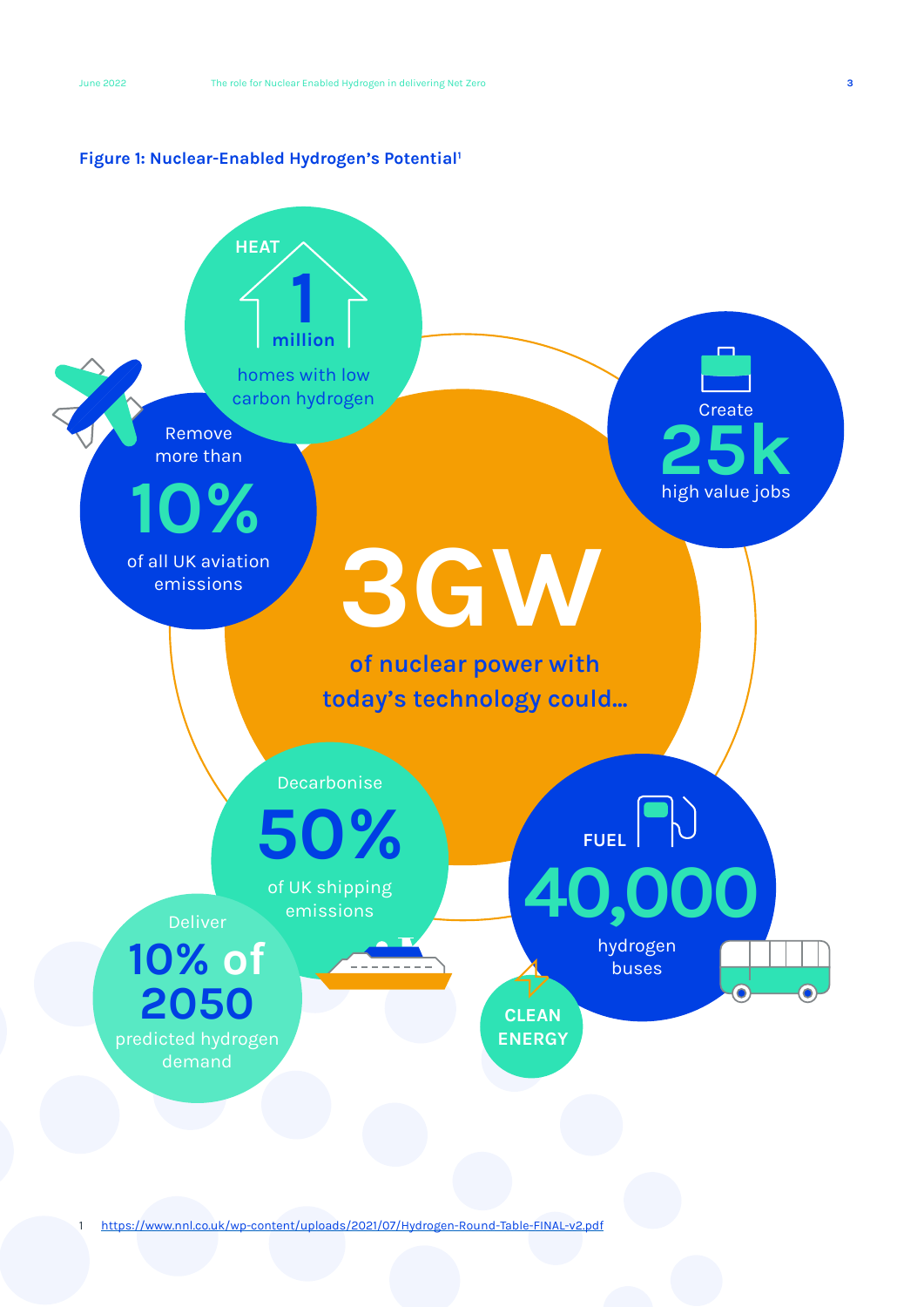**Figure 1: Nuclear-Enabled Hydrogen's Potential**[1]

**3GW** of nuclear power with today's technology could...

- **HEAT** 1 million homes with low carbon hydrogen
- Create **25k** high value jobs
- Remove more than **10%** of all UK aviation emissions
- Decarbonise **50%** of UK shipping emissions
- **FUEL** 40,000 hydrogen buses
- Deliver **10% of 2050** predicted hydrogen demand
- **CLEAN ENERGY**

1 https://www.nnl.co.uk/wp-content/uploads/2021/07/Hydrogen-Round-Table-FINAL-v2.pdf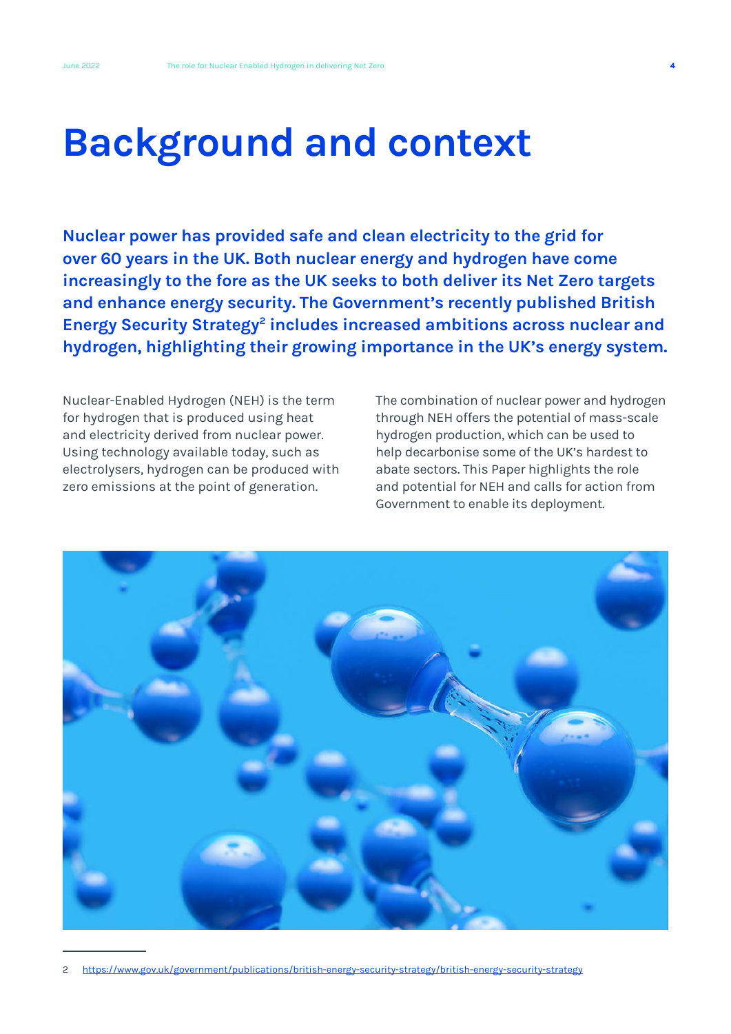# Background and context

**Nuclear power has provided safe and clean electricity to the grid for over 60 years in the UK. Both nuclear energy and hydrogen have come increasingly to the fore as the UK seeks to both deliver its Net Zero targets and enhance energy security. The Government's recently published British Energy Security Strategy[2] includes increased ambitions across nuclear and hydrogen, highlighting their growing importance in the UK's energy system.**

Nuclear-Enabled Hydrogen (NEH) is the term for hydrogen that is produced using heat and electricity derived from nuclear power. Using technology available today, such as electrolysers, hydrogen can be produced with zero emissions at the point of generation.

The combination of nuclear power and hydrogen through NEH offers the potential of mass-scale hydrogen production, which can be used to help decarbonise some of the UK's hardest to abate sectors. This Paper highlights the role and potential for NEH and calls for action from Government to enable its deployment.

---

2 https://www.gov.uk/government/publications/british-energy-security-strategy/british-energy-security-strategy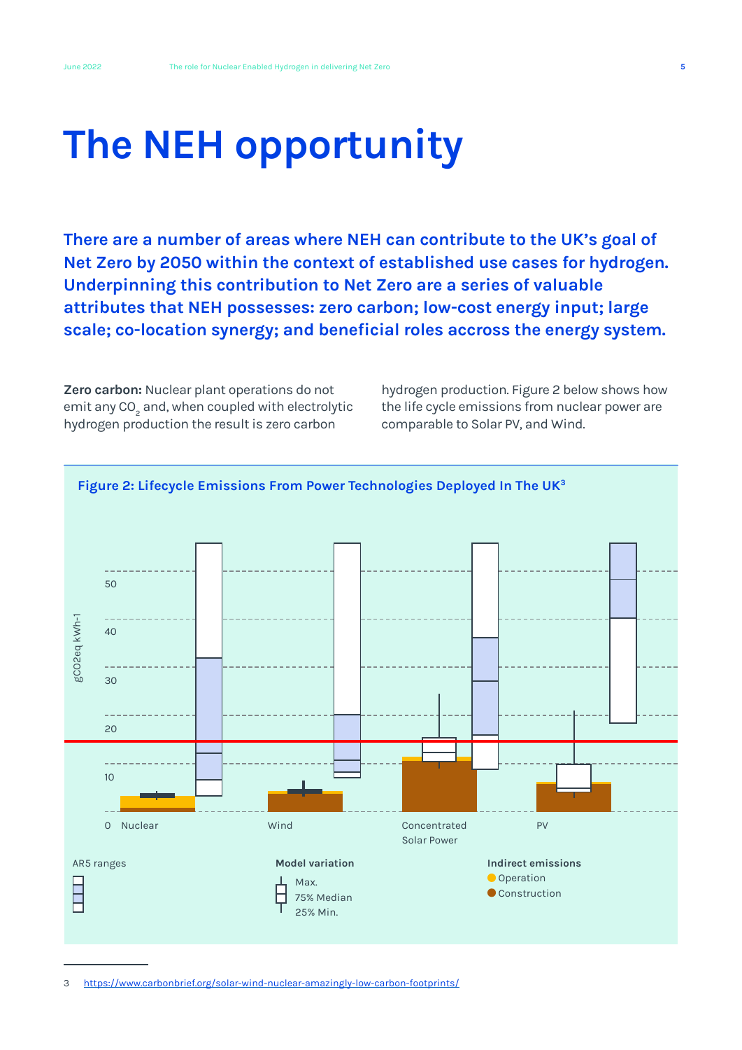# The NEH opportunity

**There are a number of areas where NEH can contribute to the UK's goal of Net Zero by 2050 within the context of established use cases for hydrogen. Underpinning this contribution to Net Zero are a series of valuable attributes that NEH possesses: zero carbon; low-cost energy input; large scale; co-location synergy; and beneficial roles accross the energy system.**

**Zero carbon:** Nuclear plant operations do not emit any $CO_2$ and, when coupled with electrolytic hydrogen production the result is zero carbon hydrogen production. Figure 2 below shows how the life cycle emissions from nuclear power are comparable to Solar PV, and Wind.

**Figure 2: Lifecycle Emissions From Power Technologies Deployed In The UK[3]**

gCO2eq kWh-1

0, 10, 20, 30, 40, 50

Nuclear | Wind | Concentrated Solar Power | PV

AR5 ranges

Model variation: Max. | 75% Median | 25% Min.

Indirect emissions: Operation | Construction

3 https://www.carbonbrief.org/solar-wind-nuclear-amazingly-low-carbon-footprints/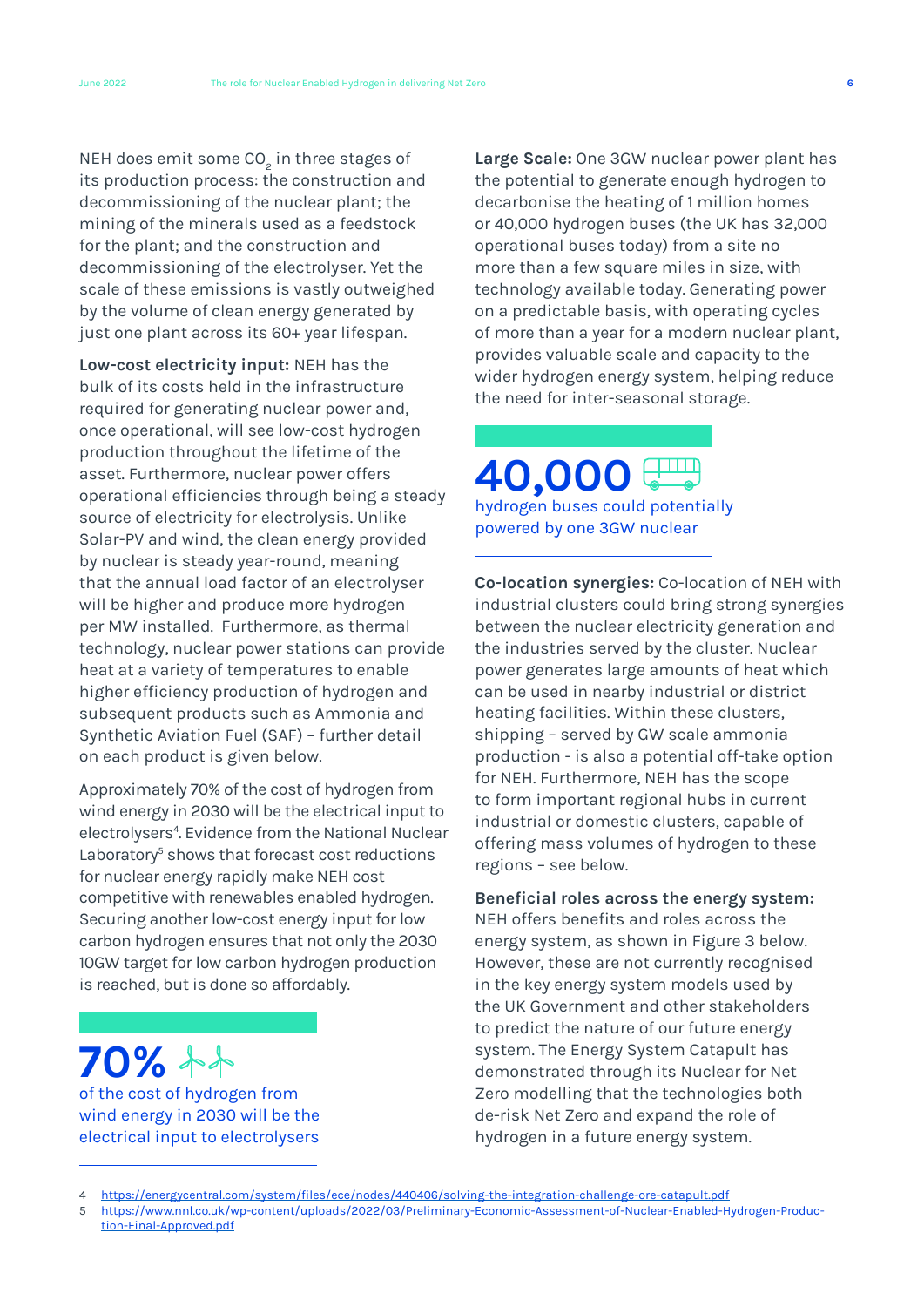NEH does emit some $CO_2$ in three stages of its production process: the construction and decommissioning of the nuclear plant; the mining of the minerals used as a feedstock for the plant; and the construction and decommissioning of the electrolyser. Yet the scale of these emissions is vastly outweighed by the volume of clean energy generated by just one plant across its 60+ year lifespan.

**Low-cost electricity input:** NEH has the bulk of its costs held in the infrastructure required for generating nuclear power and, once operational, will see low-cost hydrogen production throughout the lifetime of the asset. Furthermore, nuclear power offers operational efficiencies through being a steady source of electricity for electrolysis. Unlike Solar-PV and wind, the clean energy provided by nuclear is steady year-round, meaning that the annual load factor of an electrolyser will be higher and produce more hydrogen per MW installed. Furthermore, as thermal technology, nuclear power stations can provide heat at a variety of temperatures to enable higher efficiency production of hydrogen and subsequent products such as Ammonia and Synthetic Aviation Fuel (SAF) – further detail on each product is given below.

Approximately 70% of the cost of hydrogen from wind energy in 2030 will be the electrical input to electrolysers[4]. Evidence from the National Nuclear Laboratory[5] shows that forecast cost reductions for nuclear energy rapidly make NEH cost competitive with renewables enabled hydrogen. Securing another low-cost energy input for low carbon hydrogen ensures that not only the 2030 10GW target for low carbon hydrogen production is reached, but is done so affordably.

**70%**
of the cost of hydrogen from wind energy in 2030 will be the electrical input to electrolysers

**Large Scale:** One 3GW nuclear power plant has the potential to generate enough hydrogen to decarbonise the heating of 1 million homes or 40,000 hydrogen buses (the UK has 32,000 operational buses today) from a site no more than a few square miles in size, with technology available today. Generating power on a predictable basis, with operating cycles of more than a year for a modern nuclear plant, provides valuable scale and capacity to the wider hydrogen energy system, helping reduce the need for inter-seasonal storage.

**40,000**
hydrogen buses could potentially powered by one 3GW nuclear

**Co-location synergies:** Co-location of NEH with industrial clusters could bring strong synergies between the nuclear electricity generation and the industries served by the cluster. Nuclear power generates large amounts of heat which can be used in nearby industrial or district heating facilities. Within these clusters, shipping – served by GW scale ammonia production - is also a potential off-take option for NEH. Furthermore, NEH has the scope to form important regional hubs in current industrial or domestic clusters, capable of offering mass volumes of hydrogen to these regions – see below.

**Beneficial roles across the energy system:** NEH offers benefits and roles across the energy system, as shown in Figure 3 below. However, these are not currently recognised in the key energy system models used by the UK Government and other stakeholders to predict the nature of our future energy system. The Energy System Catapult has demonstrated through its Nuclear for Net Zero modelling that the technologies both de-risk Net Zero and expand the role of hydrogen in a future energy system.

---

4 https://energycentral.com/system/files/ece/nodes/440406/solving-the-integration-challenge-ore-catapult.pdf

5 https://www.nnl.co.uk/wp-content/uploads/2022/03/Preliminary-Economic-Assessment-of-Nuclear-Enabled-Hydrogen-Production-Final-Approved.pdf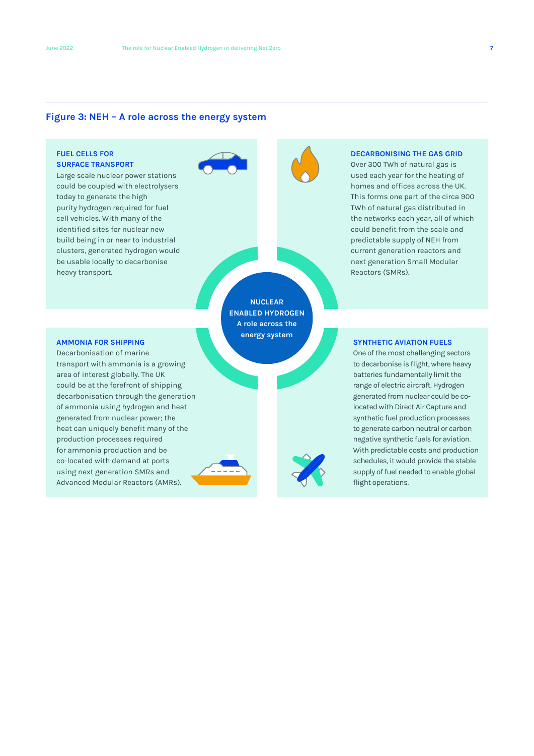## Figure 3: NEH – A role across the energy system

### FUEL CELLS FOR SURFACE TRANSPORT

Large scale nuclear power stations could be coupled with electrolysers today to generate the high purity hydrogen required for fuel cell vehicles. With many of the identified sites for nuclear new build being in or near to industrial clusters, generated hydrogen would be usable locally to decarbonise heavy transport.

### DECARBONISING THE GAS GRID

Over 300 TWh of natural gas is used each year for the heating of homes and offices across the UK. This forms one part of the circa 900 TWh of natural gas distributed in the networks each year, all of which could benefit from the scale and predictable supply of NEH from current generation reactors and next generation Small Modular Reactors (SMRs).

**NUCLEAR ENABLED HYDROGEN**
**A role across the energy system**

### AMMONIA FOR SHIPPING

Decarbonisation of marine transport with ammonia is a growing area of interest globally. The UK could be at the forefront of shipping decarbonisation through the generation of ammonia using hydrogen and heat generated from nuclear power; the heat can uniquely benefit many of the production processes required for ammonia production and be co-located with demand at ports using next generation SMRs and Advanced Modular Reactors (AMRs).

### SYNTHETIC AVIATION FUELS

One of the most challenging sectors to decarbonise is flight, where heavy batteries fundamentally limit the range of electric aircraft. Hydrogen generated from nuclear could be co-located with Direct Air Capture and synthetic fuel production processes to generate carbon neutral or carbon negative synthetic fuels for aviation. With predictable costs and production schedules, it would provide the stable supply of fuel needed to enable global flight operations.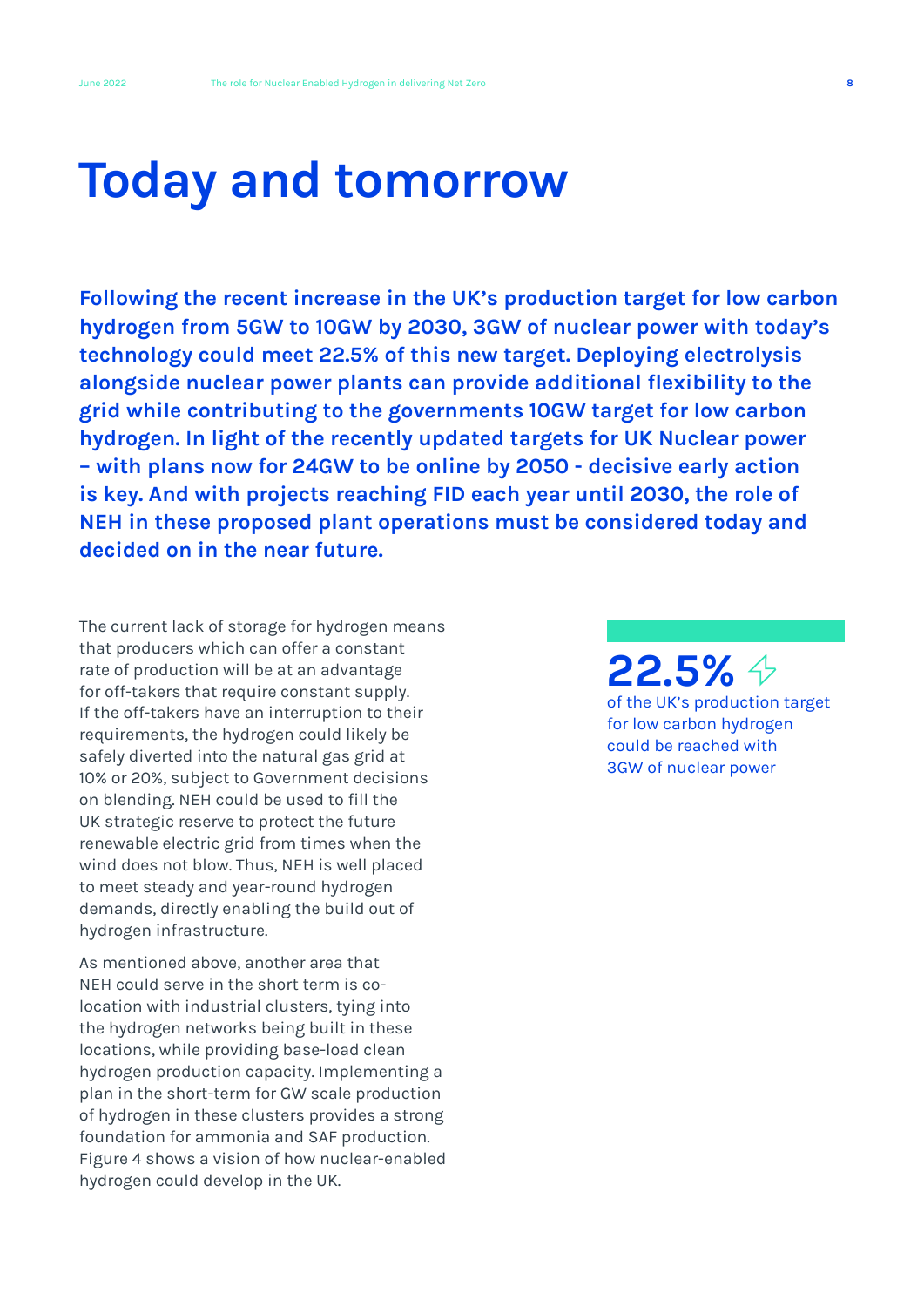# Today and tomorrow

**Following the recent increase in the UK's production target for low carbon hydrogen from 5GW to 10GW by 2030, 3GW of nuclear power with today's technology could meet 22.5% of this new target. Deploying electrolysis alongside nuclear power plants can provide additional flexibility to the grid while contributing to the governments 10GW target for low carbon hydrogen. In light of the recently updated targets for UK Nuclear power – with plans now for 24GW to be online by 2050 - decisive early action is key. And with projects reaching FID each year until 2030, the role of NEH in these proposed plant operations must be considered today and decided on in the near future.**

The current lack of storage for hydrogen means that producers which can offer a constant rate of production will be at an advantage for off-takers that require constant supply. If the off-takers have an interruption to their requirements, the hydrogen could likely be safely diverted into the natural gas grid at 10% or 20%, subject to Government decisions on blending. NEH could be used to fill the UK strategic reserve to protect the future renewable electric grid from times when the wind does not blow. Thus, NEH is well placed to meet steady and year-round hydrogen demands, directly enabling the build out of hydrogen infrastructure.

As mentioned above, another area that NEH could serve in the short term is co-location with industrial clusters, tying into the hydrogen networks being built in these locations, while providing base-load clean hydrogen production capacity. Implementing a plan in the short-term for GW scale production of hydrogen in these clusters provides a strong foundation for ammonia and SAF production. Figure 4 shows a vision of how nuclear-enabled hydrogen could develop in the UK.

**22.5%**

of the UK's production target for low carbon hydrogen could be reached with 3GW of nuclear power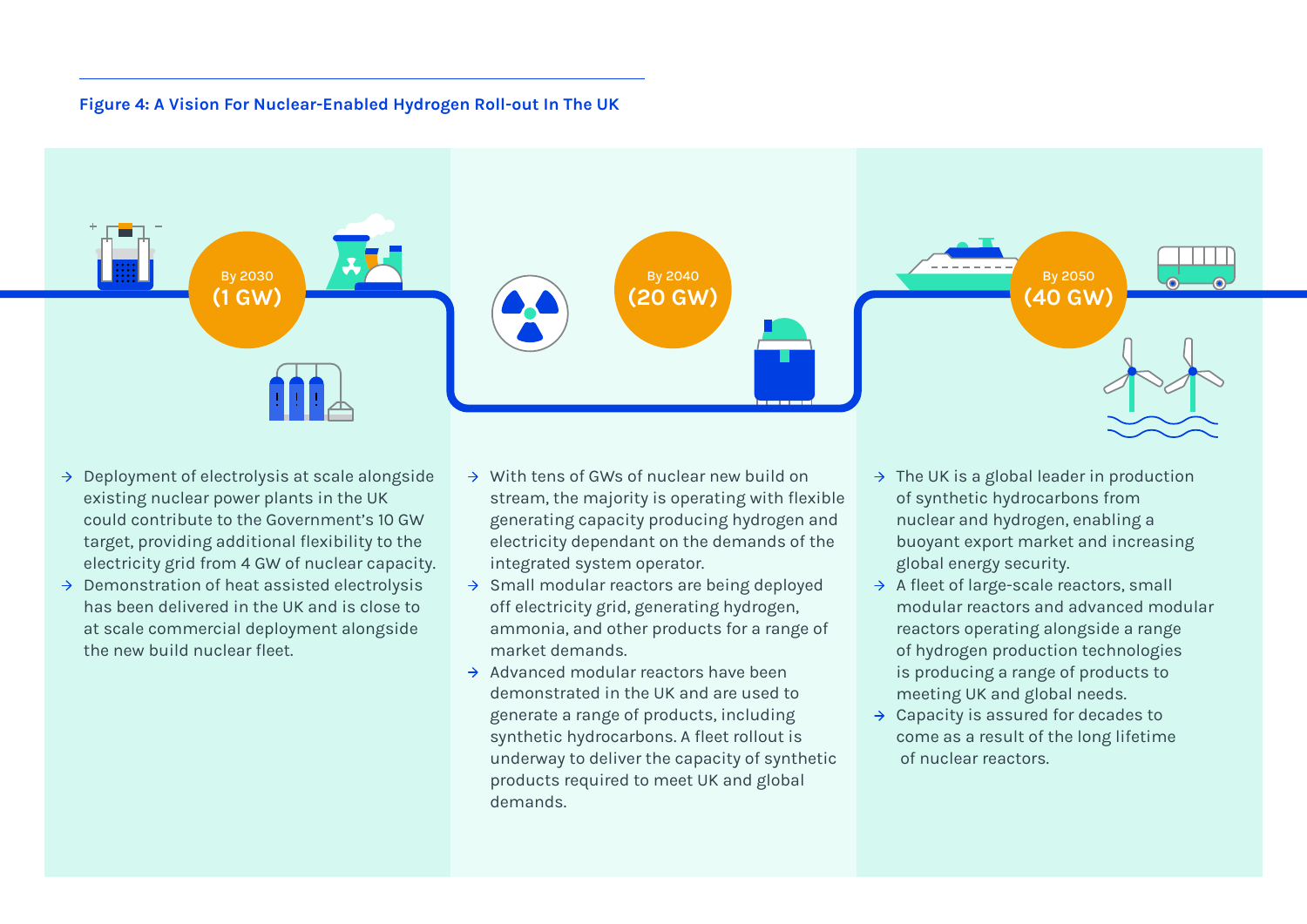**Figure 4: A Vision For Nuclear-Enabled Hydrogen Roll-out In The UK**

### By 2030 (1 GW)

- Deployment of electrolysis at scale alongside existing nuclear power plants in the UK could contribute to the Government's 10 GW target, providing additional flexibility to the electricity grid from 4 GW of nuclear capacity.
- Demonstration of heat assisted electrolysis has been delivered in the UK and is close to at scale commercial deployment alongside the new build nuclear fleet.

### By 2040 (20 GW)

- With tens of GWs of nuclear new build on stream, the majority is operating with flexible generating capacity producing hydrogen and electricity dependant on the demands of the integrated system operator.
- Small modular reactors are being deployed off electricity grid, generating hydrogen, ammonia, and other products for a range of market demands.
- Advanced modular reactors have been demonstrated in the UK and are used to generate a range of products, including synthetic hydrocarbons. A fleet rollout is underway to deliver the capacity of synthetic products required to meet UK and global demands.

### By 2050 (40 GW)

- The UK is a global leader in production of synthetic hydrocarbons from nuclear and hydrogen, enabling a buoyant export market and increasing global energy security.
- A fleet of large-scale reactors, small modular reactors and advanced modular reactors operating alongside a range of hydrogen production technologies is producing a range of products to meeting UK and global needs.
- Capacity is assured for decades to come as a result of the long lifetime of nuclear reactors.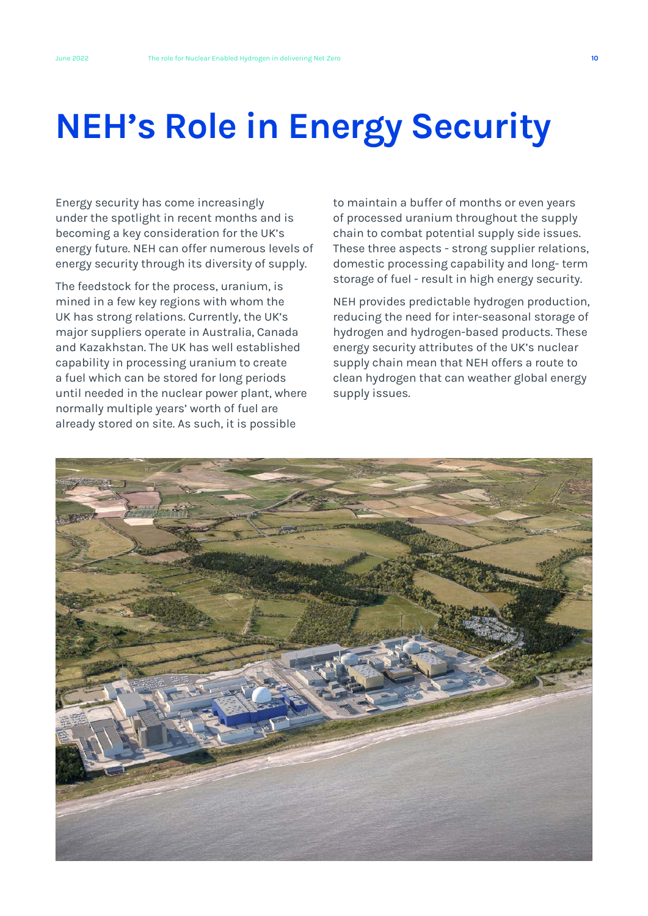# NEH's Role in Energy Security

Energy security has come increasingly under the spotlight in recent months and is becoming a key consideration for the UK's energy future. NEH can offer numerous levels of energy security through its diversity of supply.

The feedstock for the process, uranium, is mined in a few key regions with whom the UK has strong relations. Currently, the UK's major suppliers operate in Australia, Canada and Kazakhstan. The UK has well established capability in processing uranium to create a fuel which can be stored for long periods until needed in the nuclear power plant, where normally multiple years' worth of fuel are already stored on site. As such, it is possible to maintain a buffer of months or even years of processed uranium throughout the supply chain to combat potential supply side issues. These three aspects - strong supplier relations, domestic processing capability and long- term storage of fuel - result in high energy security.

NEH provides predictable hydrogen production, reducing the need for inter-seasonal storage of hydrogen and hydrogen-based products. These energy security attributes of the UK's nuclear supply chain mean that NEH offers a route to clean hydrogen that can weather global energy supply issues.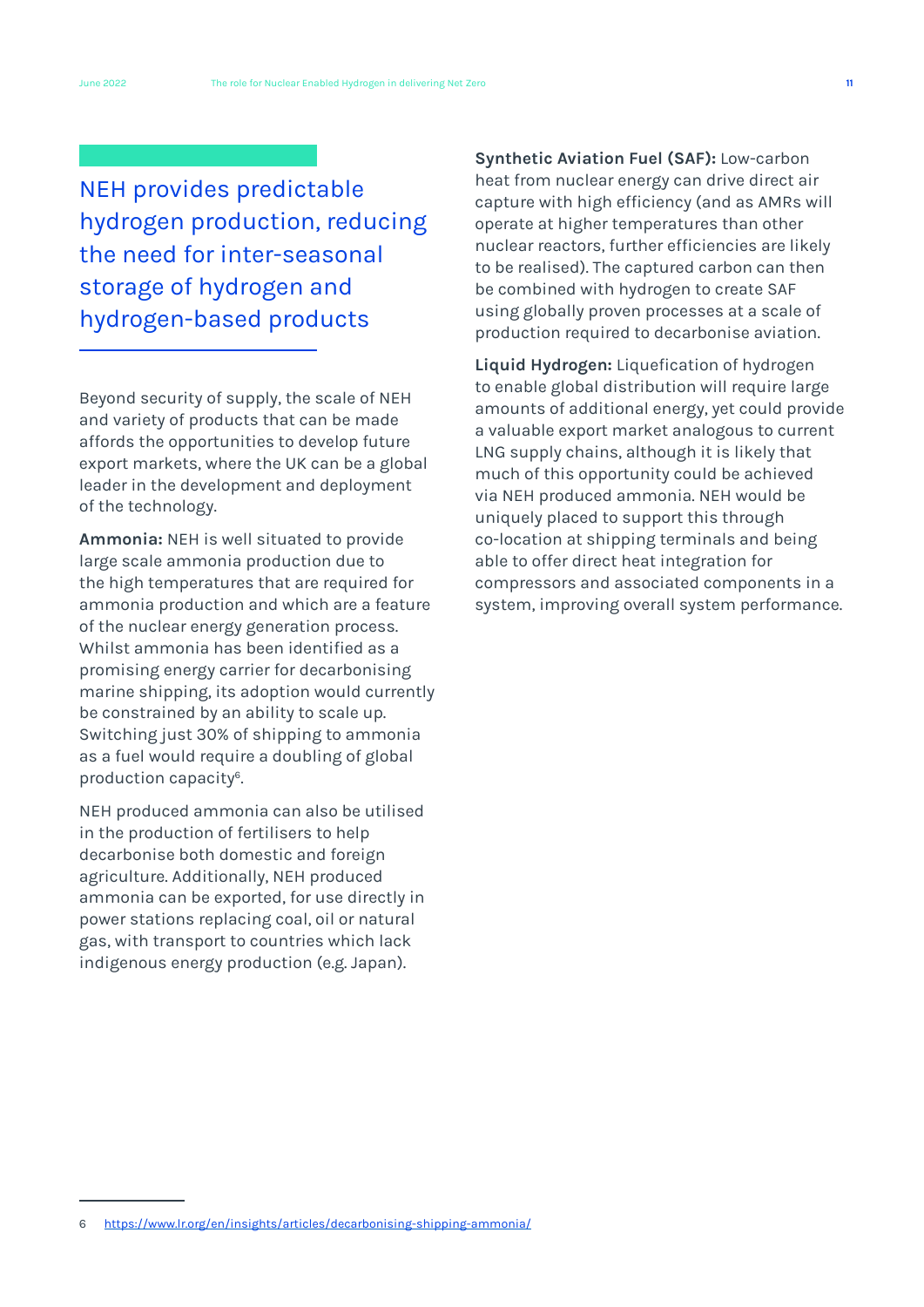## NEH provides predictable hydrogen production, reducing the need for inter-seasonal storage of hydrogen and hydrogen-based products

Beyond security of supply, the scale of NEH and variety of products that can be made affords the opportunities to develop future export markets, where the UK can be a global leader in the development and deployment of the technology.

**Ammonia:** NEH is well situated to provide large scale ammonia production due to the high temperatures that are required for ammonia production and which are a feature of the nuclear energy generation process. Whilst ammonia has been identified as a promising energy carrier for decarbonising marine shipping, its adoption would currently be constrained by an ability to scale up. Switching just 30% of shipping to ammonia as a fuel would require a doubling of global production capacity[6].

NEH produced ammonia can also be utilised in the production of fertilisers to help decarbonise both domestic and foreign agriculture. Additionally, NEH produced ammonia can be exported, for use directly in power stations replacing coal, oil or natural gas, with transport to countries which lack indigenous energy production (e.g. Japan).

**Synthetic Aviation Fuel (SAF):** Low-carbon heat from nuclear energy can drive direct air capture with high efficiency (and as AMRs will operate at higher temperatures than other nuclear reactors, further efficiencies are likely to be realised). The captured carbon can then be combined with hydrogen to create SAF using globally proven processes at a scale of production required to decarbonise aviation.

**Liquid Hydrogen:** Liquefication of hydrogen to enable global distribution will require large amounts of additional energy, yet could provide a valuable export market analogous to current LNG supply chains, although it is likely that much of this opportunity could be achieved via NEH produced ammonia. NEH would be uniquely placed to support this through co-location at shipping terminals and being able to offer direct heat integration for compressors and associated components in a system, improving overall system performance.

---

6 https://www.lr.org/en/insights/articles/decarbonising-shipping-ammonia/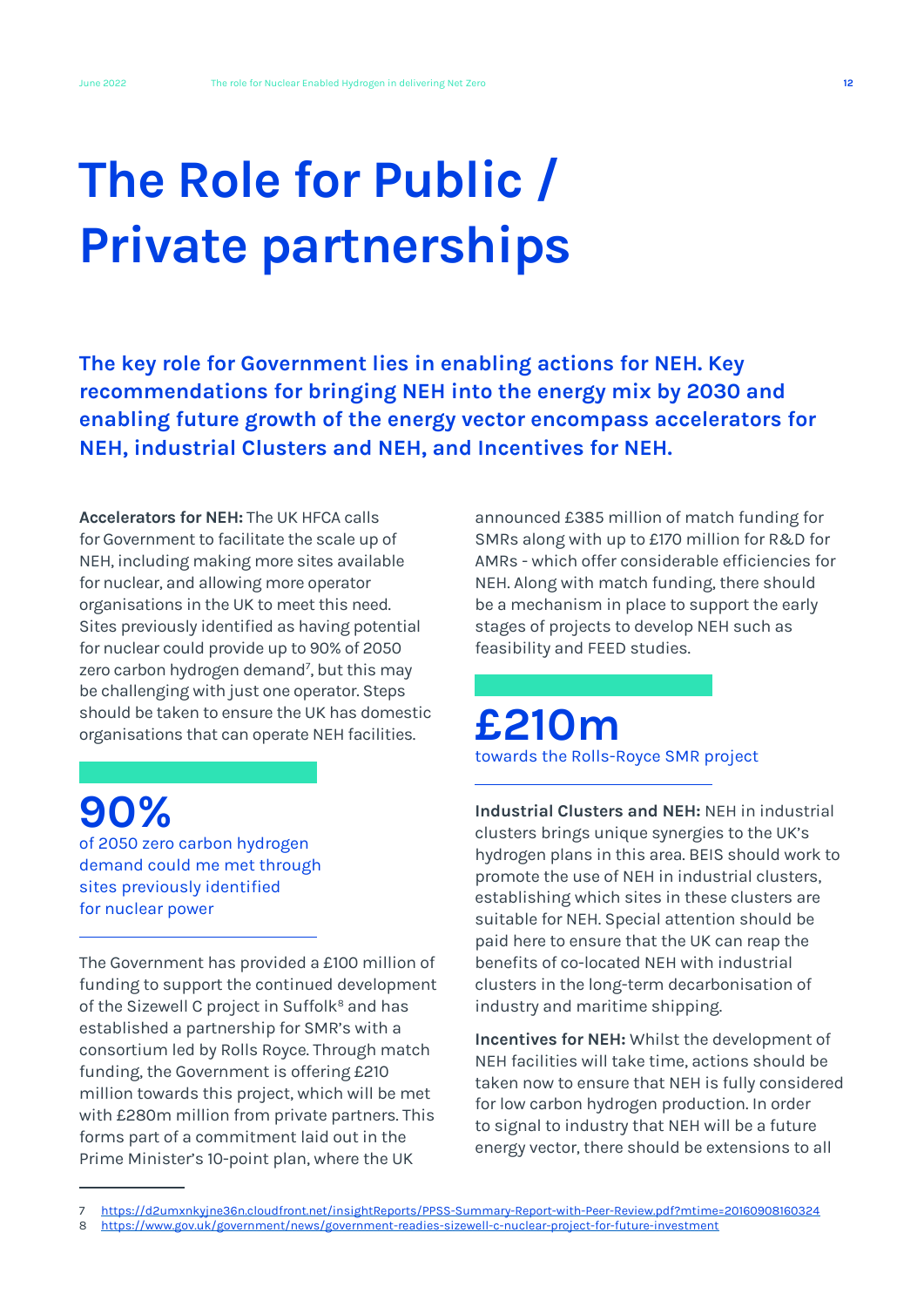# The Role for Public / Private partnerships

**The key role for Government lies in enabling actions for NEH. Key recommendations for bringing NEH into the energy mix by 2030 and enabling future growth of the energy vector encompass accelerators for NEH, industrial Clusters and NEH, and Incentives for NEH.**

**Accelerators for NEH:** The UK HFCA calls for Government to facilitate the scale up of NEH, including making more sites available for nuclear, and allowing more operator organisations in the UK to meet this need. Sites previously identified as having potential for nuclear could provide up to 90% of 2050 zero carbon hydrogen demand[7], but this may be challenging with just one operator. Steps should be taken to ensure the UK has domestic organisations that can operate NEH facilities.

**90%**
of 2050 zero carbon hydrogen demand could me met through sites previously identified for nuclear power

The Government has provided a £100 million of funding to support the continued development of the Sizewell C project in Suffolk[8] and has established a partnership for SMR's with a consortium led by Rolls Royce. Through match funding, the Government is offering £210 million towards this project, which will be met with £280m million from private partners. This forms part of a commitment laid out in the Prime Minister's 10-point plan, where the UK announced £385 million of match funding for SMRs along with up to £170 million for R&D for AMRs - which offer considerable efficiencies for NEH. Along with match funding, there should be a mechanism in place to support the early stages of projects to develop NEH such as feasibility and FEED studies.

**£210m**
towards the Rolls-Royce SMR project

**Industrial Clusters and NEH:** NEH in industrial clusters brings unique synergies to the UK's hydrogen plans in this area. BEIS should work to promote the use of NEH in industrial clusters, establishing which sites in these clusters are suitable for NEH. Special attention should be paid here to ensure that the UK can reap the benefits of co-located NEH with industrial clusters in the long-term decarbonisation of industry and maritime shipping.

**Incentives for NEH:** Whilst the development of NEH facilities will take time, actions should be taken now to ensure that NEH is fully considered for low carbon hydrogen production. In order to signal to industry that NEH will be a future energy vector, there should be extensions to all

7 https://d2umxnkyjne36n.cloudfront.net/insightReports/PPSS-Summary-Report-with-Peer-Review.pdf?mtime=20160908160324
8 https://www.gov.uk/government/news/government-readies-sizewell-c-nuclear-project-for-future-investment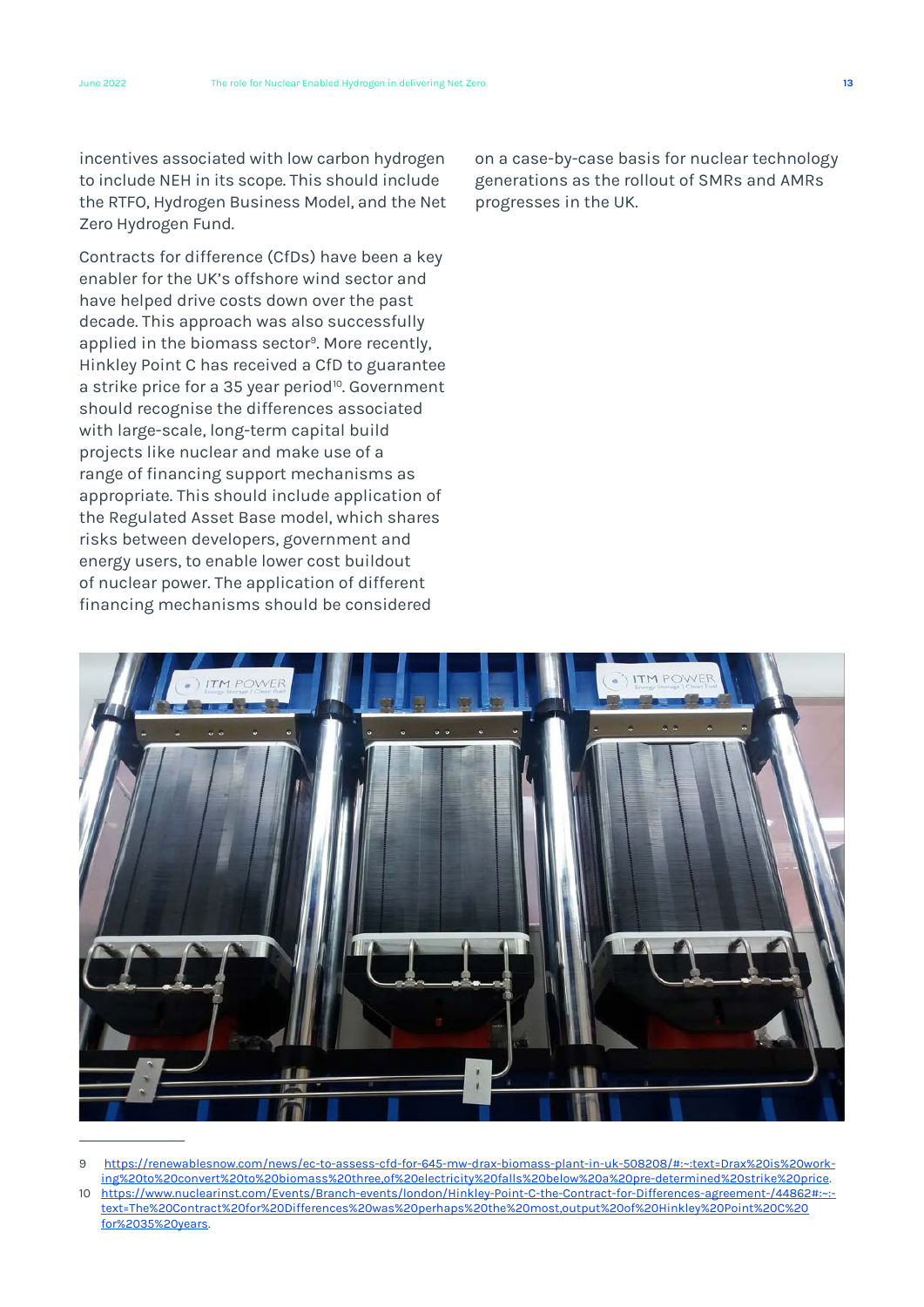incentives associated with low carbon hydrogen to include NEH in its scope. This should include the RTFO, Hydrogen Business Model, and the Net Zero Hydrogen Fund.

Contracts for difference (CfDs) have been a key enabler for the UK's offshore wind sector and have helped drive costs down over the past decade. This approach was also successfully applied in the biomass sector[9]. More recently, Hinkley Point C has received a CfD to guarantee a strike price for a 35 year period[10]. Government should recognise the differences associated with large-scale, long-term capital build projects like nuclear and make use of a range of financing support mechanisms as appropriate. This should include application of the Regulated Asset Base model, which shares risks between developers, government and energy users, to enable lower cost buildout of nuclear power. The application of different financing mechanisms should be considered on a case-by-case basis for nuclear technology generations as the rollout of SMRs and AMRs progresses in the UK.

---

9 https://renewablesnow.com/news/ec-to-assess-cfd-for-645-mw-drax-biomass-plant-in-uk-508208/#:~:text=Drax%20is%20working%20to%20convert%20to%20biomass%20three,of%20electricity%20falls%20below%20a%20pre-determined%20strike%20price.

10 https://www.nuclearinst.com/Events/Branch-events/london/Hinkley-Point-C-the-Contract-for-Differences-agreement-/44862#:~:text=The%20Contract%20for%20Differences%20was%20perhaps%20the%20most,output%20of%20Hinkley%20Point%20C%20for%2035%20years.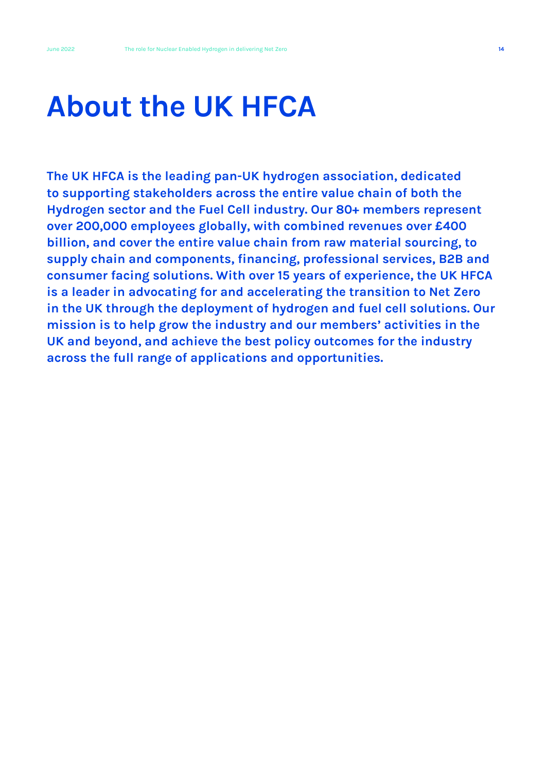# About the UK HFCA

**The UK HFCA is the leading pan-UK hydrogen association, dedicated to supporting stakeholders across the entire value chain of both the Hydrogen sector and the Fuel Cell industry. Our 80+ members represent over 200,000 employees globally, with combined revenues over £400 billion, and cover the entire value chain from raw material sourcing, to supply chain and components, financing, professional services, B2B and consumer facing solutions. With over 15 years of experience, the UK HFCA is a leader in advocating for and accelerating the transition to Net Zero in the UK through the deployment of hydrogen and fuel cell solutions. Our mission is to help grow the industry and our members' activities in the UK and beyond, and achieve the best policy outcomes for the industry across the full range of applications and opportunities.**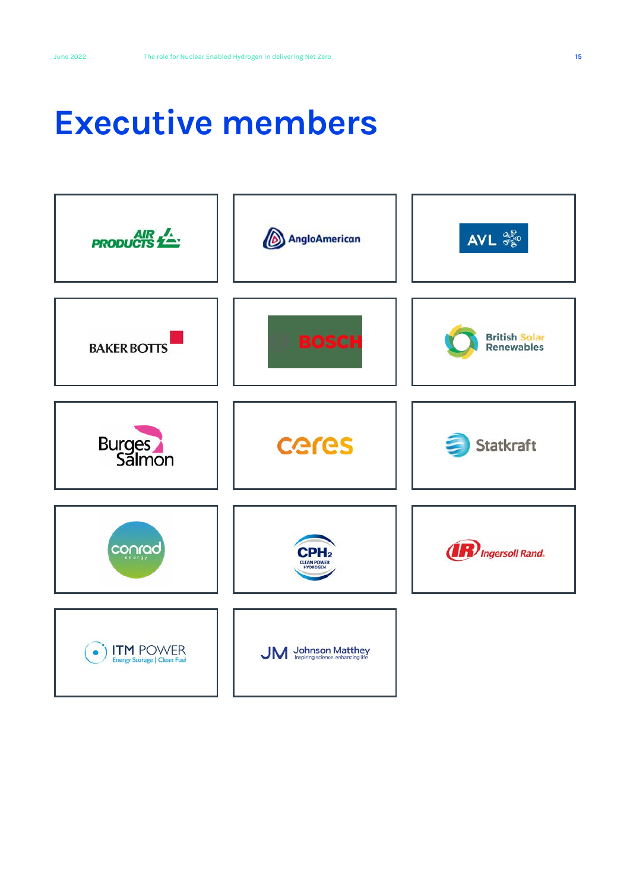# Executive members

- Air Products
- AngloAmerican
- AVL
- Baker Botts
- Bosch
- British Solar Renewables
- Burges Salmon
- Ceres
- Statkraft
- Conrad energy
- CPH2 Clean Power Hydrogen
- Ingersoll Rand
- ITM Power Energy Storage | Clean Fuel
- JM Johnson Matthey Inspiring science, enhancing life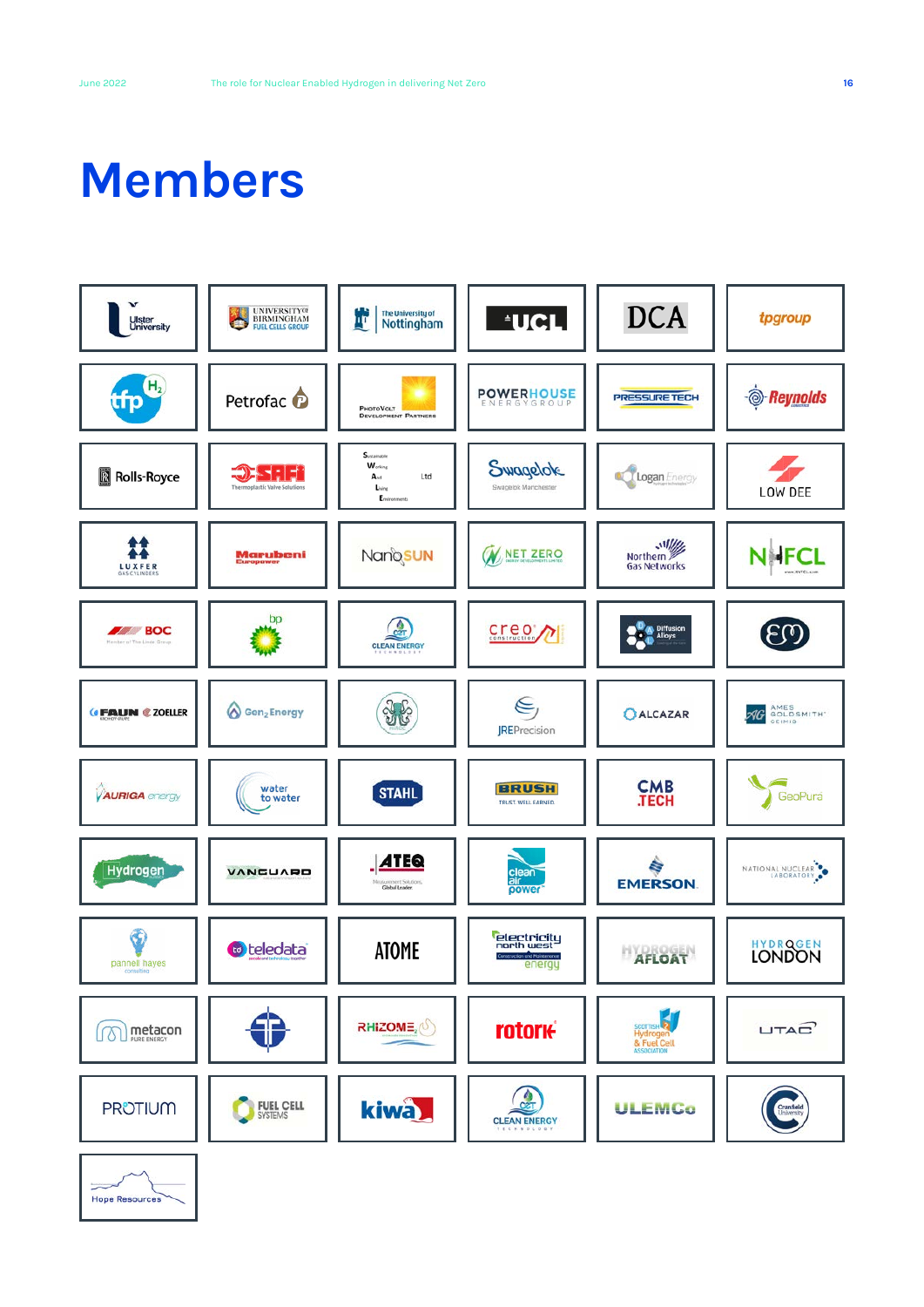# Members

| | | | | | |
|---|---|---|---|---|---|
| Ulster University | University of Birmingham Fuel Cells Group | The University of Nottingham | UCL | DCA | tpgroup |
| tfp $H_2$ | Petrofac | PhotoVolt Development Partners | Powerhouse Energy Group | Pressure Tech | Reynolds |
| Rolls-Royce | SAFI Thermoplastic Valve Solutions | Sustainable Working And Living Environments Ltd | Swagelok Swagelok Manchester | Logan Energy | Low Dee |
| Luxfer Gas Cylinders | Marubeni Europower | NanoSUN | Net Zero | Northern Gas Networks | NHFCL |
| BOC Member of The Linde Group | bp | CET Clean Energy Technology | creo construction | Diffusion Alloys | EM |
| Faun Zoeller | $Gen_2$ Energy | | JREPrecision | Alcazar | Ames Goldsmith Ceimig |
| Auriga energy | water to water | STAHL | BRUSH Trust Well Earned | CMB.TECH | GeoPura |
| Hydrogen | Vanguard | ATEQ Measurement Solutions, Global Leader | clean air power | Emerson | National Nuclear Laboratory |
| pannell hayes consulting | teledata | ATOME | electricity north west Construction and Maintenance energy | Hydrogen Afloat | Hydrogen London |
| metacon Pure Energy | | RHIZOME | rotork | Scottish Hydrogen & Fuel Cell Association | UTAC |
| PROTIUM | Fuel Cell Systems | kiwa | CET Clean Energy Technology | ULEMCo | Cranfield University |
| Hope Resources | | | | | |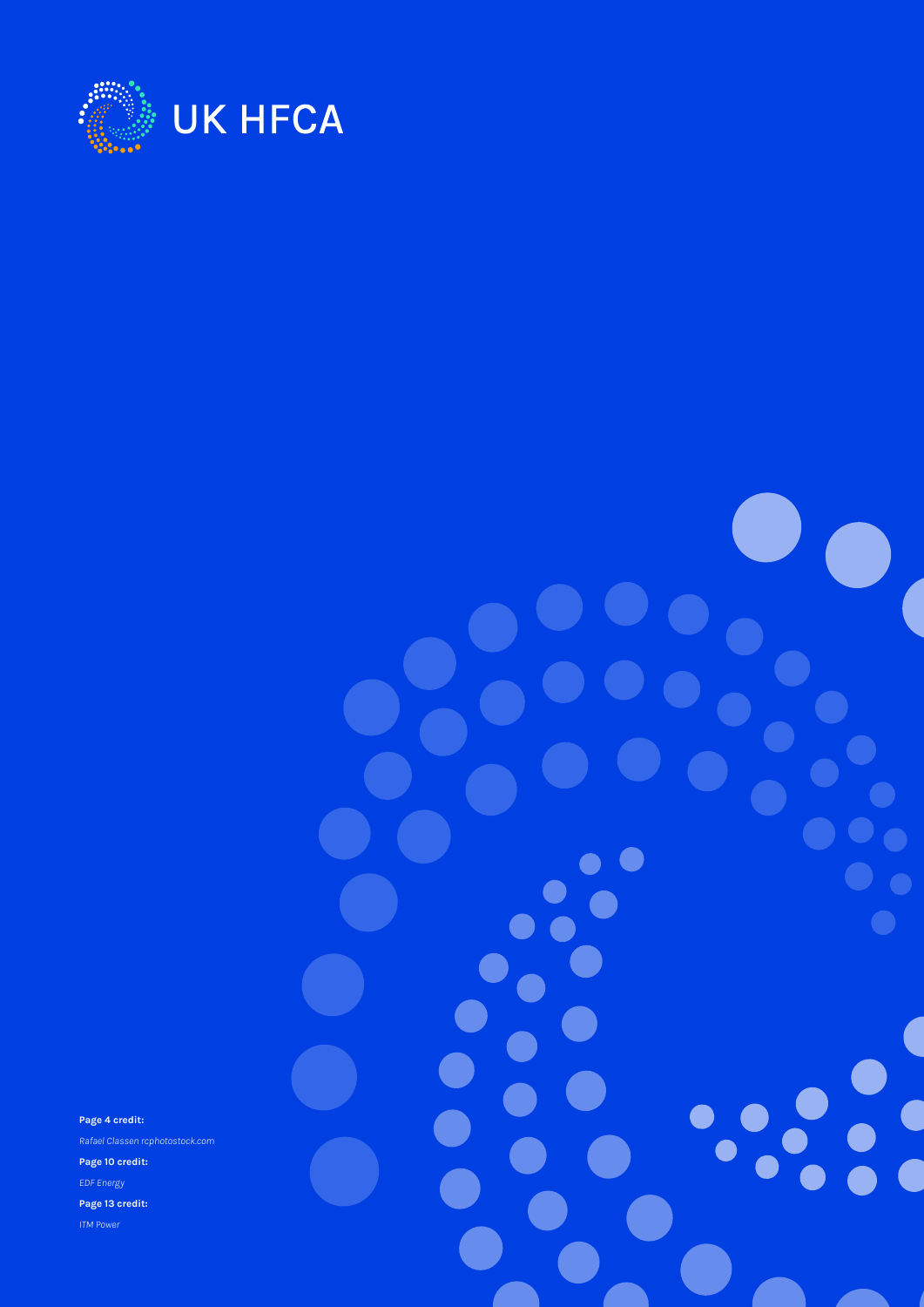UK HFCA

**Page 4 credit:**

*Rafael Classen rcphotostock.com*

**Page 10 credit:**

*EDF Energy*

**Page 13 credit:**

*ITM Power*